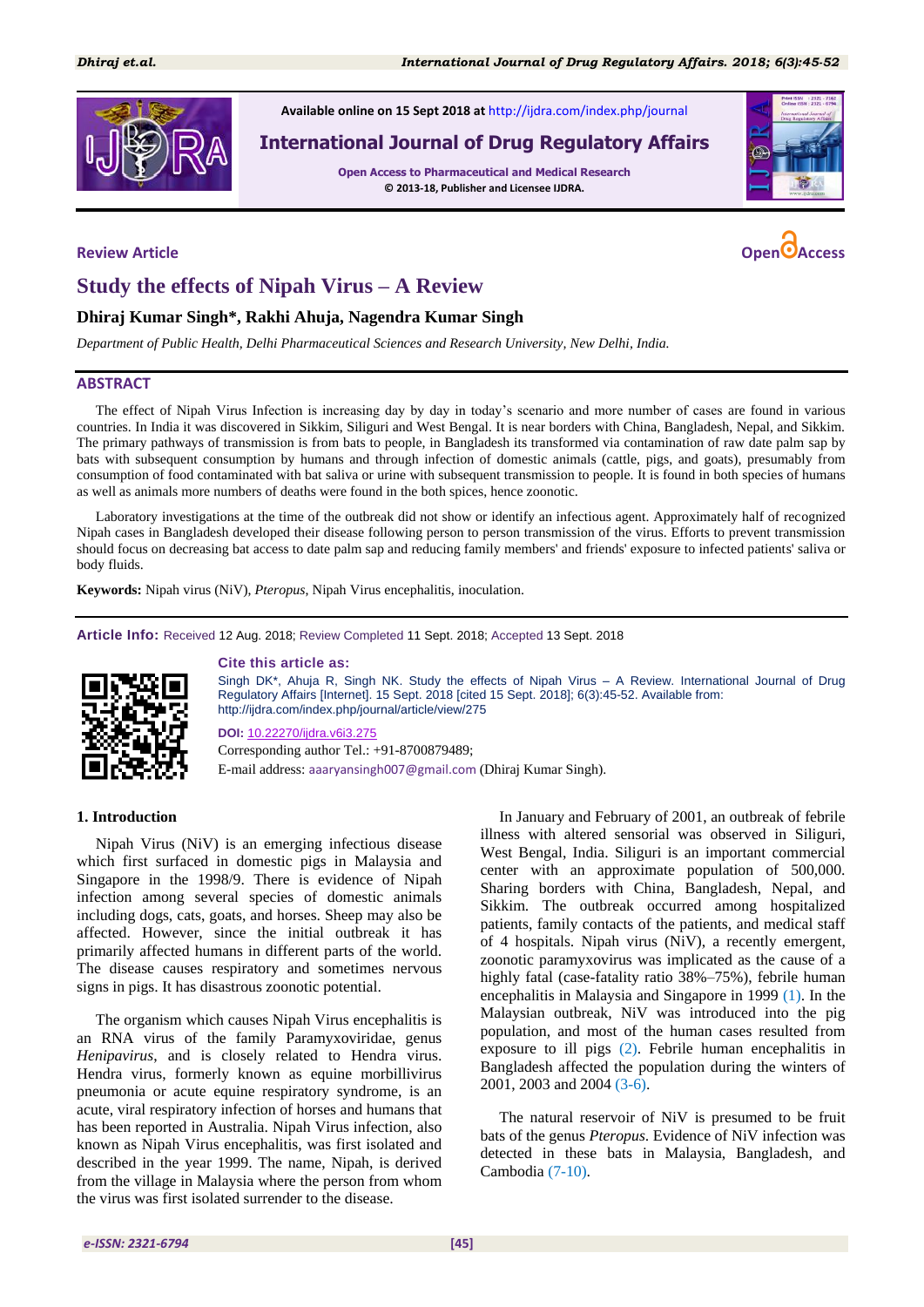Available online on 15 Sept 2018 at http://ijdra.com/index.php/journal

**International Journal of Drug Regulatory Affairs**

Open Access to Pharmaceutical and Medical Research

© 2013-18, Publisher and Licensee IJDRA.

**Review Article**

Open Access

# Study the effects of Nipah Virus – A Review

**Dhiraj Kumar Singh\*, Rakhi Ahuja, Nagendra Kumar Singh**

*Department of Public Health, Delhi Pharmaceutical Sciences and Research University, New Delhi, India.*

## ABSTRACT

The effect of Nipah Virus Infection is increasing day by day in today's scenario and more number of cases are found in various countries. In India it was discovered in Sikkim, Siliguri and West Bengal. It is near borders with China, Bangladesh, Nepal, and Sikkim. The primary pathways of transmission is from bats to people, in Bangladesh its transformed via contamination of raw date palm sap by bats with subsequent consumption by humans and through infection of domestic animals (cattle, pigs, and goats), presumably from consumption of food contaminated with bat saliva or urine with subsequent transmission to people. It is found in both species of humans as well as animals more numbers of deaths were found in the both spices, hence zoonotic.

Laboratory investigations at the time of the outbreak did not show or identify an infectious agent. Approximately half of recognized Nipah cases in Bangladesh developed their disease following person to person transmission of the virus. Efforts to prevent transmission should focus on decreasing bat access to date palm sap and reducing family members' and friends' exposure to infected patients' saliva or body fluids.

**Keywords:** Nipah virus (NiV), *Pteropus*, Nipah Virus encephalitis, inoculation.

**Article Info:** Received 12 Aug. 2018; Review Completed 11 Sept. 2018; Accepted 13 Sept. 2018

**Cite this article as:**

Singh DK\*, Ahuja R, Singh NK. Study the effects of Nipah Virus – A Review. International Journal of Drug Regulatory Affairs [Internet]. 15 Sept. 2018 [cited 15 Sept. 2018]; 6(3):45-52. Available from: http://ijdra.com/index.php/journal/article/view/275

**DOI:** 10.22270/ijdra.v6i3.275

Corresponding author Tel.: +91-8700879489;

E-mail address: aaaryansingh007@gmail.com (Dhiraj Kumar Singh).

## 1. Introduction

Nipah Virus (NiV) is an emerging infectious disease which first surfaced in domestic pigs in Malaysia and Singapore in the 1998/9. There is evidence of Nipah infection among several species of domestic animals including dogs, cats, goats, and horses. Sheep may also be affected. However, since the initial outbreak it has primarily affected humans in different parts of the world. The disease causes respiratory and sometimes nervous signs in pigs. It has disastrous zoonotic potential.

The organism which causes Nipah Virus encephalitis is an RNA virus of the family Paramyxoviridae, genus *Henipavirus*, and is closely related to Hendra virus. Hendra virus, formerly known as equine morbillivirus pneumonia or acute equine respiratory syndrome, is an acute, viral respiratory infection of horses and humans that has been reported in Australia. Nipah Virus infection, also known as Nipah Virus encephalitis, was first isolated and described in the year 1999. The name, Nipah, is derived from the village in Malaysia where the person from whom the virus was first isolated surrender to the disease.

In January and February of 2001, an outbreak of febrile illness with altered sensorial was observed in Siliguri, West Bengal, India. Siliguri is an important commercial center with an approximate population of 500,000. Sharing borders with China, Bangladesh, Nepal, and Sikkim. The outbreak occurred among hospitalized patients, family contacts of the patients, and medical staff of 4 hospitals. Nipah virus (NiV), a recently emergent, zoonotic paramyxovirus was implicated as the cause of a highly fatal (case-fatality ratio 38%–75%), febrile human encephalitis in Malaysia and Singapore in 1999 (1). In the Malaysian outbreak, NiV was introduced into the pig population, and most of the human cases resulted from exposure to ill pigs (2). Febrile human encephalitis in Bangladesh affected the population during the winters of 2001, 2003 and 2004 (3-6).

The natural reservoir of NiV is presumed to be fruit bats of the genus *Pteropus*. Evidence of NiV infection was detected in these bats in Malaysia, Bangladesh, and Cambodia (7-10).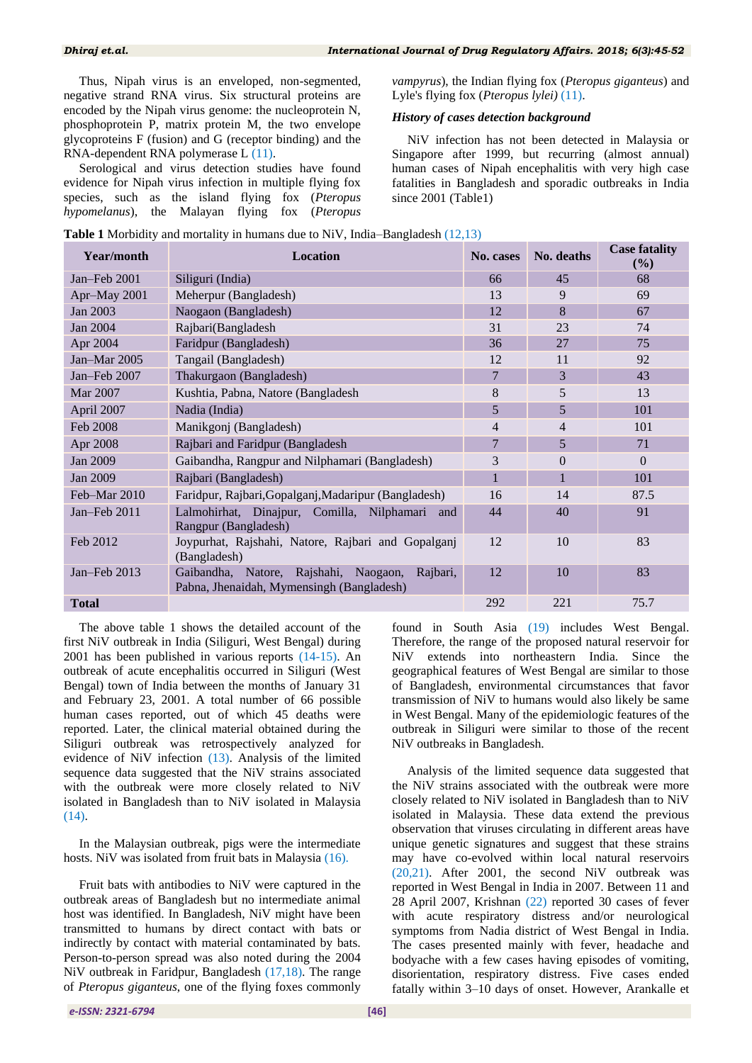Thus, Nipah virus is an enveloped, non-segmented, negative strand RNA virus. Six structural proteins are encoded by the Nipah virus genome: the nucleoprotein N, phosphoprotein P, matrix protein M, the two envelope glycoproteins F (fusion) and G (receptor binding) and the RNA-dependent RNA polymerase L (11).

Serological and virus detection studies have found evidence for Nipah virus infection in multiple flying fox species, such as the island flying fox (*Pteropus hypomelanus*), the Malayan flying fox (*Pteropus vampyrus*), the Indian flying fox (*Pteropus giganteus*) and Lyle's flying fox (*Pteropus lylei)* (11).

### *History of cases detection background*

NiV infection has not been detected in Malaysia or Singapore after 1999, but recurring (almost annual) human cases of Nipah encephalitis with very high case fatalities in Bangladesh and sporadic outbreaks in India since 2001 (Table1)

**Table 1** Morbidity and mortality in humans due to NiV, India–Bangladesh (12,13)

| Year/month | Location | No. cases | No. deaths | Case fatality (%) |
|---|---|---|---|---|
| Jan–Feb 2001 | Siliguri (India) | 66 | 45 | 68 |
| Apr–May 2001 | Meherpur (Bangladesh) | 13 | 9 | 69 |
| Jan 2003 | Naogaon (Bangladesh) | 12 | 8 | 67 |
| Jan 2004 | Rajbari(Bangladesh | 31 | 23 | 74 |
| Apr 2004 | Faridpur (Bangladesh) | 36 | 27 | 75 |
| Jan–Mar 2005 | Tangail (Bangladesh) | 12 | 11 | 92 |
| Jan–Feb 2007 | Thakurgaon (Bangladesh) | 7 | 3 | 43 |
| Mar 2007 | Kushtia, Pabna, Natore (Bangladesh | 8 | 5 | 13 |
| April 2007 | Nadia (India) | 5 | 5 | 101 |
| Feb 2008 | Manikgonj (Bangladesh) | 4 | 4 | 101 |
| Apr 2008 | Rajbari and Faridpur (Bangladesh | 7 | 5 | 71 |
| Jan 2009 | Gaibandha, Rangpur and Nilphamari (Bangladesh) | 3 | 0 | 0 |
| Jan 2009 | Rajbari (Bangladesh) | 1 | 1 | 101 |
| Feb–Mar 2010 | Faridpur, Rajbari,Gopalganj,Madaripur (Bangladesh) | 16 | 14 | 87.5 |
| Jan–Feb 2011 | Lalmohirhat, Dinajpur, Comilla, Nilphamari and Rangpur (Bangladesh) | 44 | 40 | 91 |
| Feb 2012 | Joypurhat, Rajshahi, Natore, Rajbari and Gopalganj (Bangladesh) | 12 | 10 | 83 |
| Jan–Feb 2013 | Gaibandha, Natore, Rajshahi, Naogaon, Rajbari, Pabna, Jhenaidah, Mymensingh (Bangladesh) | 12 | 10 | 83 |
| **Total** | | 292 | 221 | 75.7 |

The above table 1 shows the detailed account of the first NiV outbreak in India (Siliguri, West Bengal) during 2001 has been published in various reports (14-15). An outbreak of acute encephalitis occurred in Siliguri (West Bengal) town of India between the months of January 31 and February 23, 2001. A total number of 66 possible human cases reported, out of which 45 deaths were reported. Later, the clinical material obtained during the Siliguri outbreak was retrospectively analyzed for evidence of NiV infection (13). Analysis of the limited sequence data suggested that the NiV strains associated with the outbreak were more closely related to NiV isolated in Bangladesh than to NiV isolated in Malaysia (14).

In the Malaysian outbreak, pigs were the intermediate hosts. NiV was isolated from fruit bats in Malaysia (16).

Fruit bats with antibodies to NiV were captured in the outbreak areas of Bangladesh but no intermediate animal host was identified. In Bangladesh, NiV might have been transmitted to humans by direct contact with bats or indirectly by contact with material contaminated by bats. Person-to-person spread was also noted during the 2004 NiV outbreak in Faridpur, Bangladesh (17,18). The range of *Pteropus giganteus,* one of the flying foxes commonly found in South Asia (19) includes West Bengal. Therefore, the range of the proposed natural reservoir for NiV extends into northeastern India. Since the geographical features of West Bengal are similar to those of Bangladesh, environmental circumstances that favor transmission of NiV to humans would also likely be same in West Bengal. Many of the epidemiologic features of the outbreak in Siliguri were similar to those of the recent NiV outbreaks in Bangladesh.

Analysis of the limited sequence data suggested that the NiV strains associated with the outbreak were more closely related to NiV isolated in Bangladesh than to NiV isolated in Malaysia. These data extend the previous observation that viruses circulating in different areas have unique genetic signatures and suggest that these strains may have co-evolved within local natural reservoirs (20,21). After 2001, the second NiV outbreak was reported in West Bengal in India in 2007. Between 11 and 28 April 2007, Krishnan (22) reported 30 cases of fever with acute respiratory distress and/or neurological symptoms from Nadia district of West Bengal in India. The cases presented mainly with fever, headache and bodyache with a few cases having episodes of vomiting, disorientation, respiratory distress. Five cases ended fatally within 3–10 days of onset. However, Arankalle et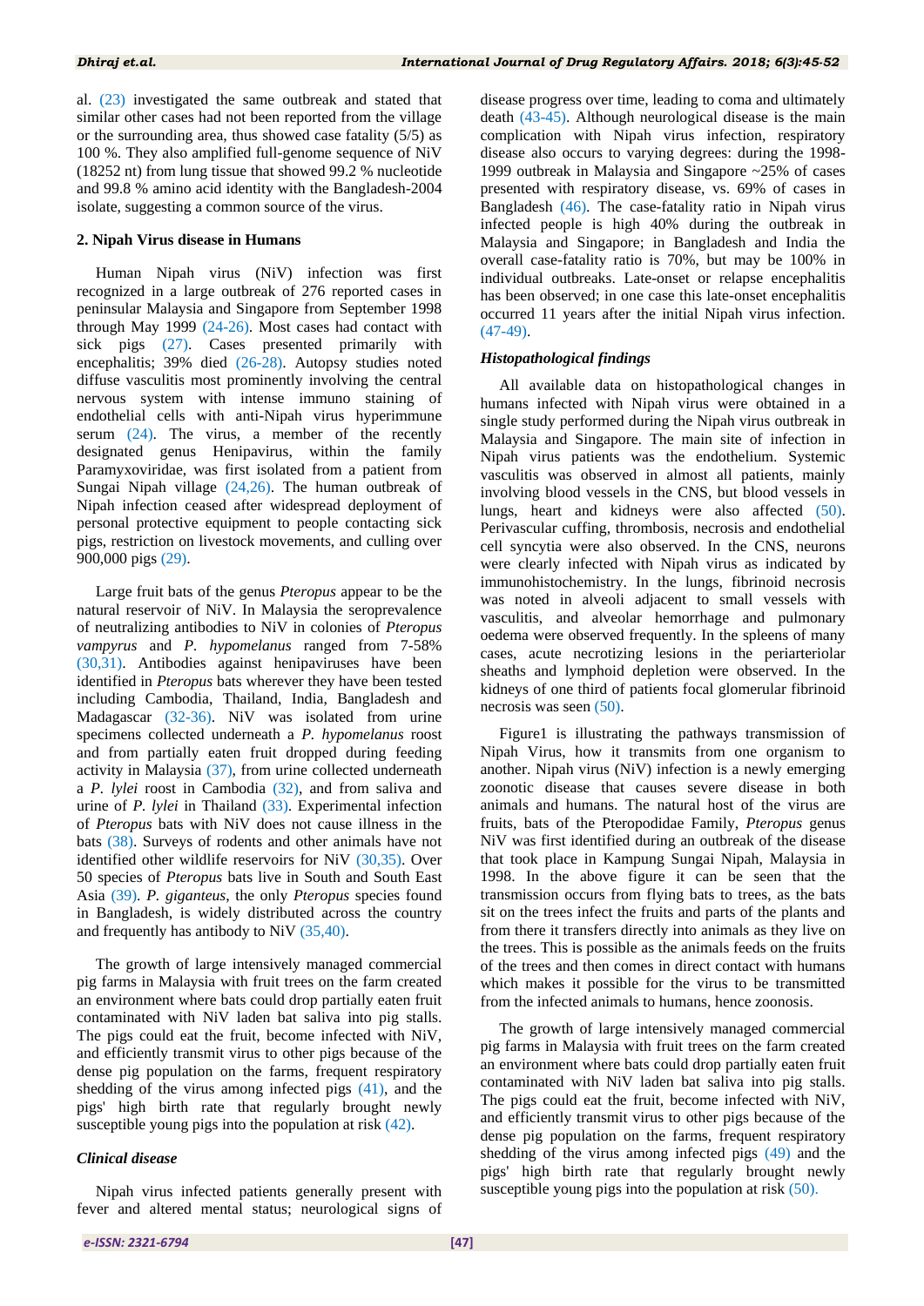al. (23) investigated the same outbreak and stated that similar other cases had not been reported from the village or the surrounding area, thus showed case fatality (5/5) as 100 %. They also amplified full-genome sequence of NiV (18252 nt) from lung tissue that showed 99.2 % nucleotide and 99.8 % amino acid identity with the Bangladesh-2004 isolate, suggesting a common source of the virus.

## 2. Nipah Virus disease in Humans

Human Nipah virus (NiV) infection was first recognized in a large outbreak of 276 reported cases in peninsular Malaysia and Singapore from September 1998 through May 1999 (24-26). Most cases had contact with sick pigs (27). Cases presented primarily with encephalitis; 39% died (26-28). Autopsy studies noted diffuse vasculitis most prominently involving the central nervous system with intense immuno staining of endothelial cells with anti-Nipah virus hyperimmune serum (24). The virus, a member of the recently designated genus Henipavirus, within the family Paramyxoviridae, was first isolated from a patient from Sungai Nipah village (24,26). The human outbreak of Nipah infection ceased after widespread deployment of personal protective equipment to people contacting sick pigs, restriction on livestock movements, and culling over 900,000 pigs (29).

Large fruit bats of the genus *Pteropus* appear to be the natural reservoir of NiV. In Malaysia the seroprevalence of neutralizing antibodies to NiV in colonies of *Pteropus vampyrus* and *P. hypomelanus* ranged from 7-58% (30,31). Antibodies against henipaviruses have been identified in *Pteropus* bats wherever they have been tested including Cambodia, Thailand, India, Bangladesh and Madagascar (32-36). NiV was isolated from urine specimens collected underneath a *P. hypomelanus* roost and from partially eaten fruit dropped during feeding activity in Malaysia (37), from urine collected underneath a *P. lylei* roost in Cambodia (32), and from saliva and urine of *P. lylei* in Thailand (33). Experimental infection of *Pteropus* bats with NiV does not cause illness in the bats (38). Surveys of rodents and other animals have not identified other wildlife reservoirs for NiV (30,35). Over 50 species of *Pteropus* bats live in South and South East Asia (39). *P. giganteus*, the only *Pteropus* species found in Bangladesh, is widely distributed across the country and frequently has antibody to NiV (35,40).

The growth of large intensively managed commercial pig farms in Malaysia with fruit trees on the farm created an environment where bats could drop partially eaten fruit contaminated with NiV laden bat saliva into pig stalls. The pigs could eat the fruit, become infected with NiV, and efficiently transmit virus to other pigs because of the dense pig population on the farms, frequent respiratory shedding of the virus among infected pigs (41), and the pigs' high birth rate that regularly brought newly susceptible young pigs into the population at risk (42).

### *Clinical disease*

Nipah virus infected patients generally present with fever and altered mental status; neurological signs of disease progress over time, leading to coma and ultimately death (43-45). Although neurological disease is the main complication with Nipah virus infection, respiratory disease also occurs to varying degrees: during the 1998-1999 outbreak in Malaysia and Singapore ~25% of cases presented with respiratory disease, vs. 69% of cases in Bangladesh (46). The case-fatality ratio in Nipah virus infected people is high 40% during the outbreak in Malaysia and Singapore; in Bangladesh and India the overall case-fatality ratio is 70%, but may be 100% in individual outbreaks. Late-onset or relapse encephalitis has been observed; in one case this late-onset encephalitis occurred 11 years after the initial Nipah virus infection. (47-49).

### *Histopathological findings*

All available data on histopathological changes in humans infected with Nipah virus were obtained in a single study performed during the Nipah virus outbreak in Malaysia and Singapore. The main site of infection in Nipah virus patients was the endothelium. Systemic vasculitis was observed in almost all patients, mainly involving blood vessels in the CNS, but blood vessels in lungs, heart and kidneys were also affected (50). Perivascular cuffing, thrombosis, necrosis and endothelial cell syncytia were also observed. In the CNS, neurons were clearly infected with Nipah virus as indicated by immunohistochemistry. In the lungs, fibrinoid necrosis was noted in alveoli adjacent to small vessels with vasculitis, and alveolar hemorrhage and pulmonary oedema were observed frequently. In the spleens of many cases, acute necrotizing lesions in the periarteriolar sheaths and lymphoid depletion were observed. In the kidneys of one third of patients focal glomerular fibrinoid necrosis was seen (50).

Figure1 is illustrating the pathways transmission of Nipah Virus, how it transmits from one organism to another. Nipah virus (NiV) infection is a newly emerging zoonotic disease that causes severe disease in both animals and humans. The natural host of the virus are fruits, bats of the Pteropodidae Family, *Pteropus* genus NiV was first identified during an outbreak of the disease that took place in Kampung Sungai Nipah, Malaysia in 1998. In the above figure it can be seen that the transmission occurs from flying bats to trees, as the bats sit on the trees infect the fruits and parts of the plants and from there it transfers directly into animals as they live on the trees. This is possible as the animals feeds on the fruits of the trees and then comes in direct contact with humans which makes it possible for the virus to be transmitted from the infected animals to humans, hence zoonosis.

The growth of large intensively managed commercial pig farms in Malaysia with fruit trees on the farm created an environment where bats could drop partially eaten fruit contaminated with NiV laden bat saliva into pig stalls. The pigs could eat the fruit, become infected with NiV, and efficiently transmit virus to other pigs because of the dense pig population on the farms, frequent respiratory shedding of the virus among infected pigs (49) and the pigs' high birth rate that regularly brought newly susceptible young pigs into the population at risk (50).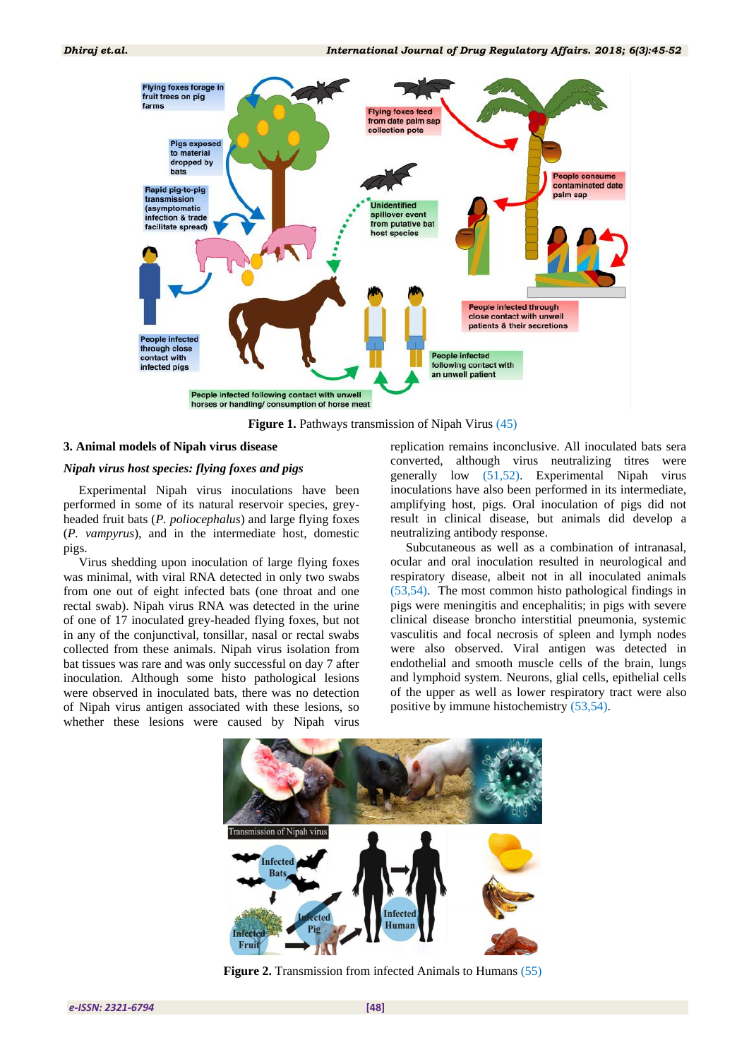**Figure 1.** Pathways transmission of Nipah Virus (45)

### 3. Animal models of Nipah virus disease

#### *Nipah virus host species: flying foxes and pigs*

Experimental Nipah virus inoculations have been performed in some of its natural reservoir species, grey-headed fruit bats (*P. poliocephalus*) and large flying foxes (*P. vampyrus*), and in the intermediate host, domestic pigs.

Virus shedding upon inoculation of large flying foxes was minimal, with viral RNA detected in only two swabs from one out of eight infected bats (one throat and one rectal swab). Nipah virus RNA was detected in the urine of one of 17 inoculated grey-headed flying foxes, but not in any of the conjunctival, tonsillar, nasal or rectal swabs collected from these animals. Nipah virus isolation from bat tissues was rare and was only successful on day 7 after inoculation. Although some histo pathological lesions were observed in inoculated bats, there was no detection of Nipah virus antigen associated with these lesions, so whether these lesions were caused by Nipah virus replication remains inconclusive. All inoculated bats sera converted, although virus neutralizing titres were generally low (51,52). Experimental Nipah virus inoculations have also been performed in its intermediate, amplifying host, pigs. Oral inoculation of pigs did not result in clinical disease, but animals did develop a neutralizing antibody response.

Subcutaneous as well as a combination of intranasal, ocular and oral inoculation resulted in neurological and respiratory disease, albeit not in all inoculated animals (53,54). The most common histo pathological findings in pigs were meningitis and encephalitis; in pigs with severe clinical disease broncho interstitial pneumonia, systemic vasculitis and focal necrosis of spleen and lymph nodes were also observed. Viral antigen was detected in endothelial and smooth muscle cells of the brain, lungs and lymphoid system. Neurons, glial cells, epithelial cells of the upper as well as lower respiratory tract were also positive by immune histochemistry (53,54).

**Figure 2.** Transmission from infected Animals to Humans (55)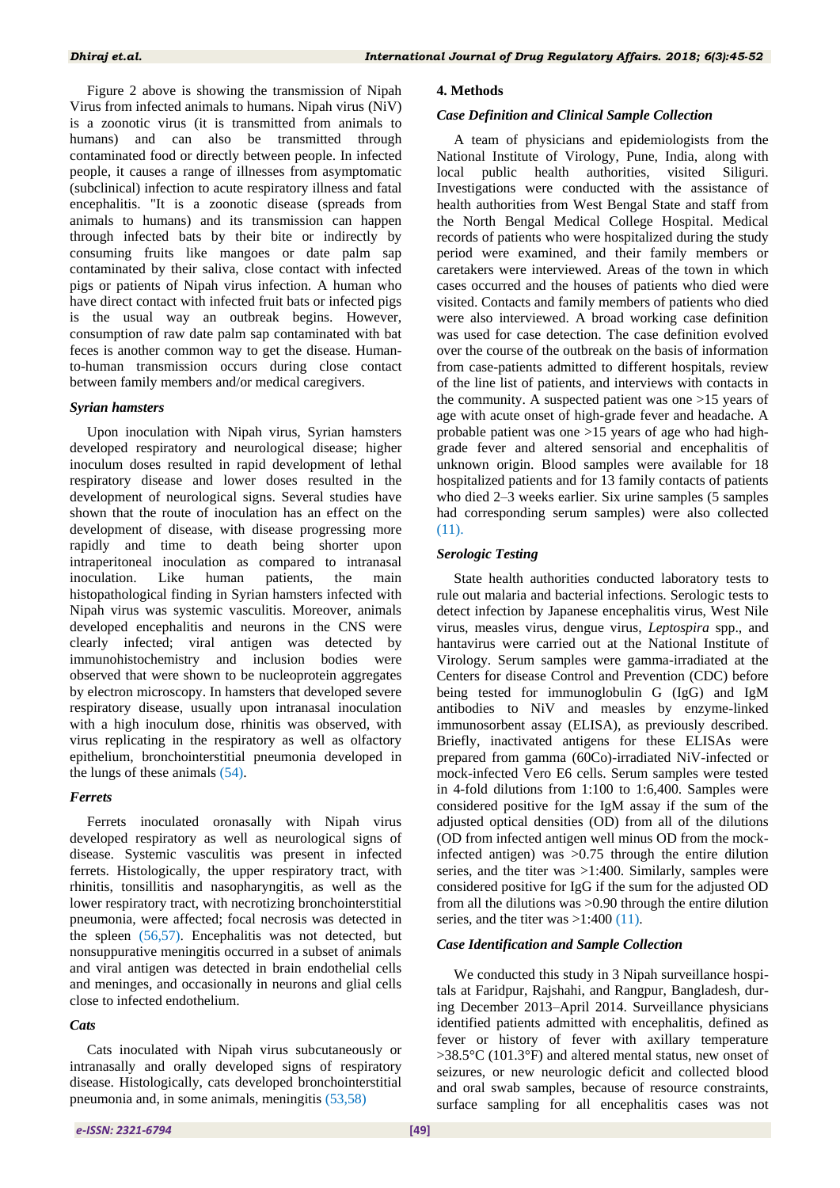Figure 2 above is showing the transmission of Nipah Virus from infected animals to humans. Nipah virus (NiV) is a zoonotic virus (it is transmitted from animals to humans) and can also be transmitted through contaminated food or directly between people. In infected people, it causes a range of illnesses from asymptomatic (subclinical) infection to acute respiratory illness and fatal encephalitis. "It is a zoonotic disease (spreads from animals to humans) and its transmission can happen through infected bats by their bite or indirectly by consuming fruits like mangoes or date palm sap contaminated by their saliva, close contact with infected pigs or patients of Nipah virus infection. A human who have direct contact with infected fruit bats or infected pigs is the usual way an outbreak begins. However, consumption of raw date palm sap contaminated with bat feces is another common way to get the disease. Human-to-human transmission occurs during close contact between family members and/or medical caregivers.

### *Syrian hamsters*

Upon inoculation with Nipah virus, Syrian hamsters developed respiratory and neurological disease; higher inoculum doses resulted in rapid development of lethal respiratory disease and lower doses resulted in the development of neurological signs. Several studies have shown that the route of inoculation has an effect on the development of disease, with disease progressing more rapidly and time to death being shorter upon intraperitoneal inoculation as compared to intranasal inoculation. Like human patients, the main histopathological finding in Syrian hamsters infected with Nipah virus was systemic vasculitis. Moreover, animals developed encephalitis and neurons in the CNS were clearly infected; viral antigen was detected by immunohistochemistry and inclusion bodies were observed that were shown to be nucleoprotein aggregates by electron microscopy. In hamsters that developed severe respiratory disease, usually upon intranasal inoculation with a high inoculum dose, rhinitis was observed, with virus replicating in the respiratory as well as olfactory epithelium, bronchointerstitial pneumonia developed in the lungs of these animals (54).

### *Ferrets*

Ferrets inoculated oronasally with Nipah virus developed respiratory as well as neurological signs of disease. Systemic vasculitis was present in infected ferrets. Histologically, the upper respiratory tract, with rhinitis, tonsillitis and nasopharyngitis, as well as the lower respiratory tract, with necrotizing bronchointerstitial pneumonia, were affected; focal necrosis was detected in the spleen (56,57). Encephalitis was not detected, but nonsuppurative meningitis occurred in a subset of animals and viral antigen was detected in brain endothelial cells and meninges, and occasionally in neurons and glial cells close to infected endothelium.

### *Cats*

Cats inoculated with Nipah virus subcutaneously or intranasally and orally developed signs of respiratory disease. Histologically, cats developed bronchointerstitial pneumonia and, in some animals, meningitis (53,58)

## 4. Methods

### *Case Definition and Clinical Sample Collection*

A team of physicians and epidemiologists from the National Institute of Virology, Pune, India, along with local public health authorities, visited Siliguri. Investigations were conducted with the assistance of health authorities from West Bengal State and staff from the North Bengal Medical College Hospital. Medical records of patients who were hospitalized during the study period were examined, and their family members or caretakers were interviewed. Areas of the town in which cases occurred and the houses of patients who died were visited. Contacts and family members of patients who died were also interviewed. A broad working case definition was used for case detection. The case definition evolved over the course of the outbreak on the basis of information from case-patients admitted to different hospitals, review of the line list of patients, and interviews with contacts in the community. A suspected patient was one >15 years of age with acute onset of high-grade fever and headache. A probable patient was one >15 years of age who had high-grade fever and altered sensorial and encephalitis of unknown origin. Blood samples were available for 18 hospitalized patients and for 13 family contacts of patients who died 2–3 weeks earlier. Six urine samples (5 samples had corresponding serum samples) were also collected (11).

### *Serologic Testing*

State health authorities conducted laboratory tests to rule out malaria and bacterial infections. Serologic tests to detect infection by Japanese encephalitis virus, West Nile virus, measles virus, dengue virus, *Leptospira* spp., and hantavirus were carried out at the National Institute of Virology. Serum samples were gamma-irradiated at the Centers for disease Control and Prevention (CDC) before being tested for immunoglobulin G (IgG) and IgM antibodies to NiV and measles by enzyme-linked immunosorbent assay (ELISA), as previously described. Briefly, inactivated antigens for these ELISAs were prepared from gamma (60Co)-irradiated NiV-infected or mock-infected Vero E6 cells. Serum samples were tested in 4-fold dilutions from 1:100 to 1:6,400. Samples were considered positive for the IgM assay if the sum of the adjusted optical densities (OD) from all of the dilutions (OD from infected antigen well minus OD from the mock-infected antigen) was >0.75 through the entire dilution series, and the titer was >1:400. Similarly, samples were considered positive for IgG if the sum for the adjusted OD from all the dilutions was >0.90 through the entire dilution series, and the titer was >1:400 (11).

### *Case Identification and Sample Collection*

We conducted this study in 3 Nipah surveillance hospitals at Faridpur, Rajshahi, and Rangpur, Bangladesh, during December 2013–April 2014. Surveillance physicians identified patients admitted with encephalitis, defined as fever or history of fever with axillary temperature >38.5°C (101.3°F) and altered mental status, new onset of seizures, or new neurologic deficit and collected blood and oral swab samples, because of resource constraints, surface sampling for all encephalitis cases was not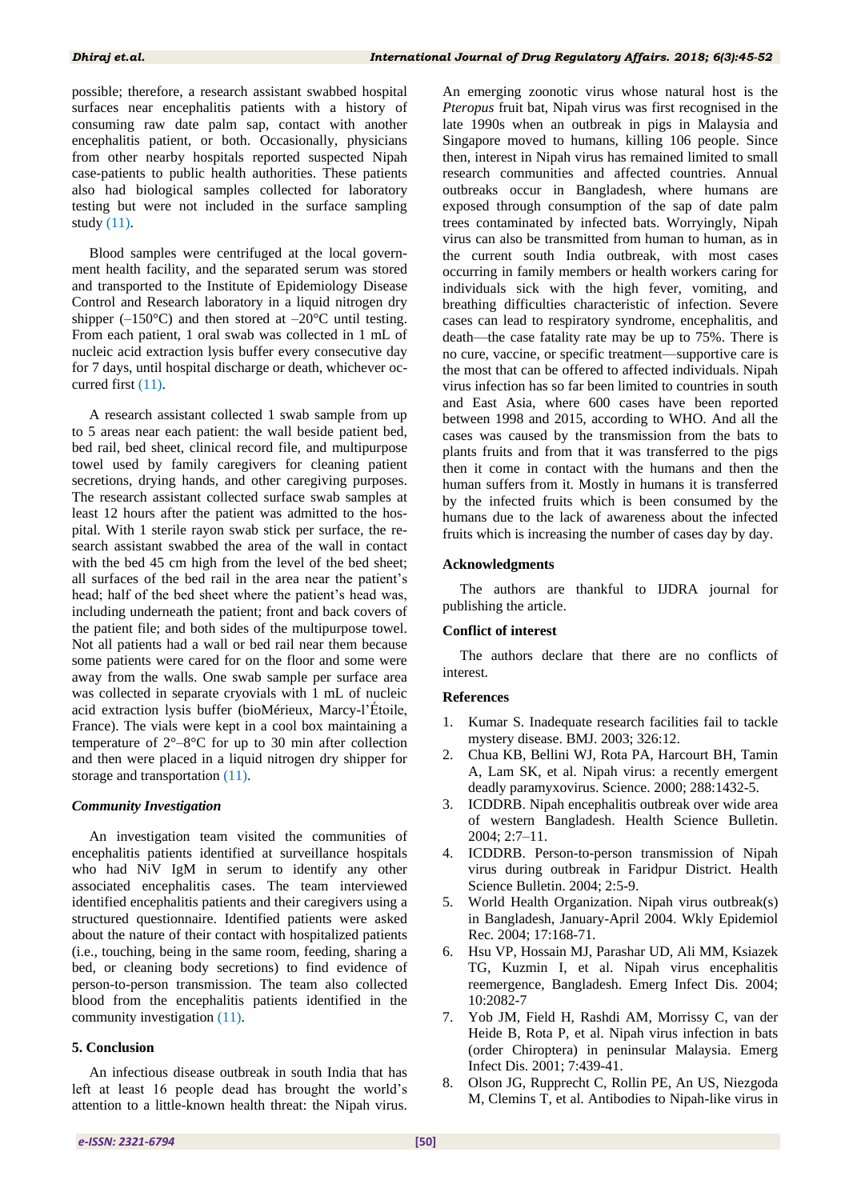possible; therefore, a research assistant swabbed hospital surfaces near encephalitis patients with a history of consuming raw date palm sap, contact with another encephalitis patient, or both. Occasionally, physicians from other nearby hospitals reported suspected Nipah case-patients to public health authorities. These patients also had biological samples collected for laboratory testing but were not included in the surface sampling study (11).

Blood samples were centrifuged at the local government health facility, and the separated serum was stored and transported to the Institute of Epidemiology Disease Control and Research laboratory in a liquid nitrogen dry shipper (–150°C) and then stored at –20°C until testing. From each patient, 1 oral swab was collected in 1 mL of nucleic acid extraction lysis buffer every consecutive day for 7 days, until hospital discharge or death, whichever occurred first (11).

A research assistant collected 1 swab sample from up to 5 areas near each patient: the wall beside patient bed, bed rail, bed sheet, clinical record file, and multipurpose towel used by family caregivers for cleaning patient secretions, drying hands, and other caregiving purposes. The research assistant collected surface swab samples at least 12 hours after the patient was admitted to the hospital. With 1 sterile rayon swab stick per surface, the research assistant swabbed the area of the wall in contact with the bed 45 cm high from the level of the bed sheet; all surfaces of the bed rail in the area near the patient's head; half of the bed sheet where the patient's head was, including underneath the patient; front and back covers of the patient file; and both sides of the multipurpose towel. Not all patients had a wall or bed rail near them because some patients were cared for on the floor and some were away from the walls. One swab sample per surface area was collected in separate cryovials with 1 mL of nucleic acid extraction lysis buffer (bioMérieux, Marcy-l'Étoile, France). The vials were kept in a cool box maintaining a temperature of 2°–8°C for up to 30 min after collection and then were placed in a liquid nitrogen dry shipper for storage and transportation (11).

### *Community Investigation*

An investigation team visited the communities of encephalitis patients identified at surveillance hospitals who had NiV IgM in serum to identify any other associated encephalitis cases. The team interviewed identified encephalitis patients and their caregivers using a structured questionnaire. Identified patients were asked about the nature of their contact with hospitalized patients (i.e., touching, being in the same room, feeding, sharing a bed, or cleaning body secretions) to find evidence of person-to-person transmission. The team also collected blood from the encephalitis patients identified in the community investigation (11).

## 5. Conclusion

An infectious disease outbreak in south India that has left at least 16 people dead has brought the world's attention to a little-known health threat: the Nipah virus. An emerging zoonotic virus whose natural host is the *Pteropus* fruit bat, Nipah virus was first recognised in the late 1990s when an outbreak in pigs in Malaysia and Singapore moved to humans, killing 106 people. Since then, interest in Nipah virus has remained limited to small research communities and affected countries. Annual outbreaks occur in Bangladesh, where humans are exposed through consumption of the sap of date palm trees contaminated by infected bats. Worryingly, Nipah virus can also be transmitted from human to human, as in the current south India outbreak, with most cases occurring in family members or health workers caring for individuals sick with the high fever, vomiting, and breathing difficulties characteristic of infection. Severe cases can lead to respiratory syndrome, encephalitis, and death—the case fatality rate may be up to 75%. There is no cure, vaccine, or specific treatment—supportive care is the most that can be offered to affected individuals. Nipah virus infection has so far been limited to countries in south and East Asia, where 600 cases have been reported between 1998 and 2015, according to WHO. And all the cases was caused by the transmission from the bats to plants fruits and from that it was transferred to the pigs then it come in contact with the humans and then the human suffers from it. Mostly in humans it is transferred by the infected fruits which is been consumed by the humans due to the lack of awareness about the infected fruits which is increasing the number of cases day by day.

## Acknowledgments

The authors are thankful to IJDRA journal for publishing the article.

## Conflict of interest

The authors declare that there are no conflicts of interest.

## References

1. Kumar S. Inadequate research facilities fail to tackle mystery disease. BMJ. 2003; 326:12.
2. Chua KB, Bellini WJ, Rota PA, Harcourt BH, Tamin A, Lam SK, et al. Nipah virus: a recently emergent deadly paramyxovirus. Science. 2000; 288:1432-5.
3. ICDDRB. Nipah encephalitis outbreak over wide area of western Bangladesh. Health Science Bulletin. 2004; 2:7–11.
4. ICDDRB. Person-to-person transmission of Nipah virus during outbreak in Faridpur District. Health Science Bulletin. 2004; 2:5-9.
5. World Health Organization. Nipah virus outbreak(s) in Bangladesh, January-April 2004. Wkly Epidemiol Rec. 2004; 17:168-71.
6. Hsu VP, Hossain MJ, Parashar UD, Ali MM, Ksiazek TG, Kuzmin I, et al. Nipah virus encephalitis reemergence, Bangladesh. Emerg Infect Dis. 2004; 10:2082-7
7. Yob JM, Field H, Rashdi AM, Morrissy C, van der Heide B, Rota P, et al. Nipah virus infection in bats (order Chiroptera) in peninsular Malaysia. Emerg Infect Dis. 2001; 7:439-41.
8. Olson JG, Rupprecht C, Rollin PE, An US, Niezgoda M, Clemins T, et al. Antibodies to Nipah-like virus in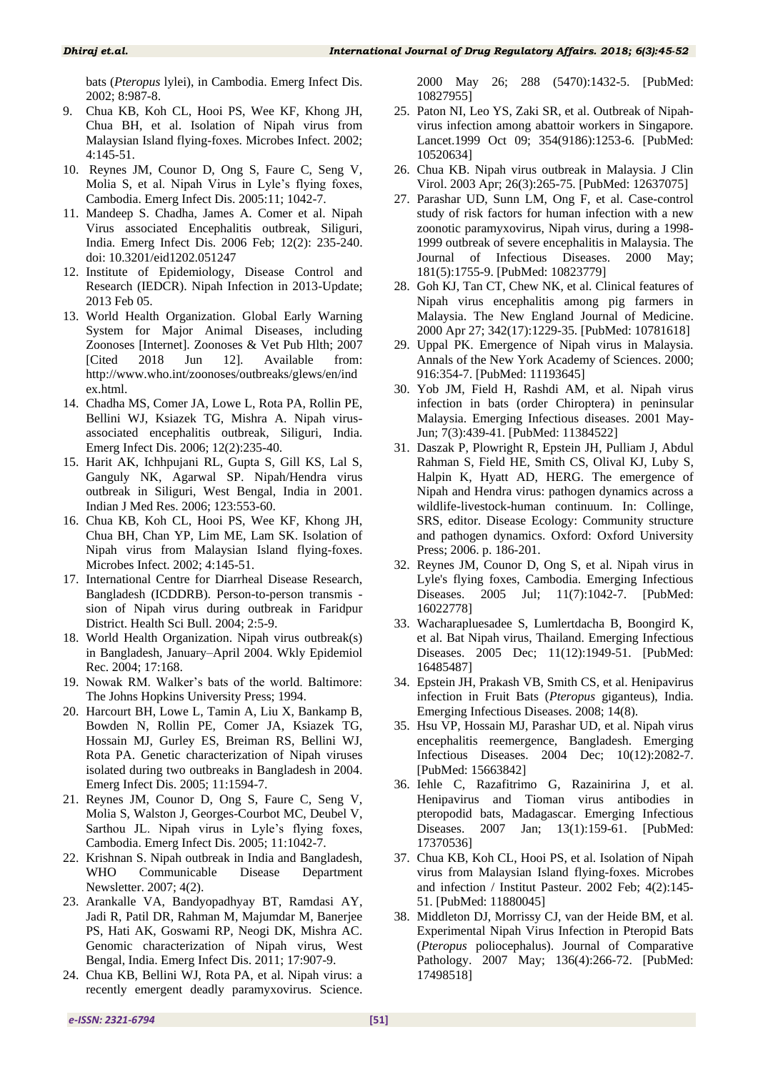bats (*Pteropus* lylei), in Cambodia. Emerg Infect Dis. 2002; 8:987-8.

9. Chua KB, Koh CL, Hooi PS, Wee KF, Khong JH, Chua BH, et al. Isolation of Nipah virus from Malaysian Island flying-foxes. Microbes Infect. 2002; 4:145-51.
10. Reynes JM, Counor D, Ong S, Faure C, Seng V, Molia S, et al. Nipah Virus in Lyle's flying foxes, Cambodia. Emerg Infect Dis. 2005:11; 1042-7.
11. Mandeep S. Chadha, James A. Comer et al. Nipah Virus associated Encephalitis outbreak, Siliguri, India. Emerg Infect Dis. 2006 Feb; 12(2): 235-240. doi: 10.3201/eid1202.051247
12. Institute of Epidemiology, Disease Control and Research (IEDCR). Nipah Infection in 2013-Update; 2013 Feb 05.
13. World Health Organization. Global Early Warning System for Major Animal Diseases, including Zoonoses [Internet]. Zoonoses & Vet Pub Hlth; 2007 [Cited 2018 Jun 12]. Available from: http://www.who.int/zoonoses/outbreaks/glews/en/index.html.
14. Chadha MS, Comer JA, Lowe L, Rota PA, Rollin PE, Bellini WJ, Ksiazek TG, Mishra A. Nipah virus-associated encephalitis outbreak, Siliguri, India. Emerg Infect Dis. 2006; 12(2):235-40.
15. Harit AK, Ichhpujani RL, Gupta S, Gill KS, Lal S, Ganguly NK, Agarwal SP. Nipah/Hendra virus outbreak in Siliguri, West Bengal, India in 2001. Indian J Med Res. 2006; 123:553-60.
16. Chua KB, Koh CL, Hooi PS, Wee KF, Khong JH, Chua BH, Chan YP, Lim ME, Lam SK. Isolation of Nipah virus from Malaysian Island flying-foxes. Microbes Infect. 2002; 4:145-51.
17. International Centre for Diarrheal Disease Research, Bangladesh (ICDDRB). Person-to-person transmis - sion of Nipah virus during outbreak in Faridpur District. Health Sci Bull. 2004; 2:5-9.
18. World Health Organization. Nipah virus outbreak(s) in Bangladesh, January–April 2004. Wkly Epidemiol Rec. 2004; 17:168.
19. Nowak RM. Walker's bats of the world. Baltimore: The Johns Hopkins University Press; 1994.
20. Harcourt BH, Lowe L, Tamin A, Liu X, Bankamp B, Bowden N, Rollin PE, Comer JA, Ksiazek TG, Hossain MJ, Gurley ES, Breiman RS, Bellini WJ, Rota PA. Genetic characterization of Nipah viruses isolated during two outbreaks in Bangladesh in 2004. Emerg Infect Dis. 2005; 11:1594-7.
21. Reynes JM, Counor D, Ong S, Faure C, Seng V, Molia S, Walston J, Georges-Courbot MC, Deubel V, Sarthou JL. Nipah virus in Lyle's flying foxes, Cambodia. Emerg Infect Dis. 2005; 11:1042-7.
22. Krishnan S. Nipah outbreak in India and Bangladesh, WHO Communicable Disease Department Newsletter. 2007; 4(2).
23. Arankalle VA, Bandyopadhyay BT, Ramdasi AY, Jadi R, Patil DR, Rahman M, Majumdar M, Banerjee PS, Hati AK, Goswami RP, Neogi DK, Mishra AC. Genomic characterization of Nipah virus, West Bengal, India. Emerg Infect Dis. 2011; 17:907-9.
24. Chua KB, Bellini WJ, Rota PA, et al. Nipah virus: a recently emergent deadly paramyxovirus. Science. 2000 May 26; 288 (5470):1432-5. [PubMed: 10827955]
25. Paton NI, Leo YS, Zaki SR, et al. Outbreak of Nipah-virus infection among abattoir workers in Singapore. Lancet.1999 Oct 09; 354(9186):1253-6. [PubMed: 10520634]
26. Chua KB. Nipah virus outbreak in Malaysia. J Clin Virol. 2003 Apr; 26(3):265-75. [PubMed: 12637075]
27. Parashar UD, Sunn LM, Ong F, et al. Case-control study of risk factors for human infection with a new zoonotic paramyxovirus, Nipah virus, during a 1998-1999 outbreak of severe encephalitis in Malaysia. The Journal of Infectious Diseases. 2000 May; 181(5):1755-9. [PubMed: 10823779]
28. Goh KJ, Tan CT, Chew NK, et al. Clinical features of Nipah virus encephalitis among pig farmers in Malaysia. The New England Journal of Medicine. 2000 Apr 27; 342(17):1229-35. [PubMed: 10781618]
29. Uppal PK. Emergence of Nipah virus in Malaysia. Annals of the New York Academy of Sciences. 2000; 916:354-7. [PubMed: 11193645]
30. Yob JM, Field H, Rashdi AM, et al. Nipah virus infection in bats (order Chiroptera) in peninsular Malaysia. Emerging Infectious diseases. 2001 May-Jun; 7(3):439-41. [PubMed: 11384522]
31. Daszak P, Plowright R, Epstein JH, Pulliam J, Abdul Rahman S, Field HE, Smith CS, Olival KJ, Luby S, Halpin K, Hyatt AD, HERG. The emergence of Nipah and Hendra virus: pathogen dynamics across a wildlife-livestock-human continuum. In: Collinge, SRS, editor. Disease Ecology: Community structure and pathogen dynamics. Oxford: Oxford University Press; 2006. p. 186-201.
32. Reynes JM, Counor D, Ong S, et al. Nipah virus in Lyle's flying foxes, Cambodia. Emerging Infectious Diseases. 2005 Jul; 11(7):1042-7. [PubMed: 16022778]
33. Wacharapluesadee S, Lumlertdacha B, Boongird K, et al. Bat Nipah virus, Thailand. Emerging Infectious Diseases. 2005 Dec; 11(12):1949-51. [PubMed: 16485487]
34. Epstein JH, Prakash VB, Smith CS, et al. Henipavirus infection in Fruit Bats (*Pteropus* giganteus), India. Emerging Infectious Diseases. 2008; 14(8).
35. Hsu VP, Hossain MJ, Parashar UD, et al. Nipah virus encephalitis reemergence, Bangladesh. Emerging Infectious Diseases. 2004 Dec; 10(12):2082-7. [PubMed: 15663842]
36. Iehle C, Razafitrimo G, Razainirina J, et al. Henipavirus and Tioman virus antibodies in pteropodid bats, Madagascar. Emerging Infectious Diseases. 2007 Jan; 13(1):159-61. [PubMed: 17370536]
37. Chua KB, Koh CL, Hooi PS, et al. Isolation of Nipah virus from Malaysian Island flying-foxes. Microbes and infection / Institut Pasteur. 2002 Feb; 4(2):145-51. [PubMed: 11880045]
38. Middleton DJ, Morrissy CJ, van der Heide BM, et al. Experimental Nipah Virus Infection in Pteropid Bats (*Pteropus* poliocephalus). Journal of Comparative Pathology. 2007 May; 136(4):266-72. [PubMed: 17498518]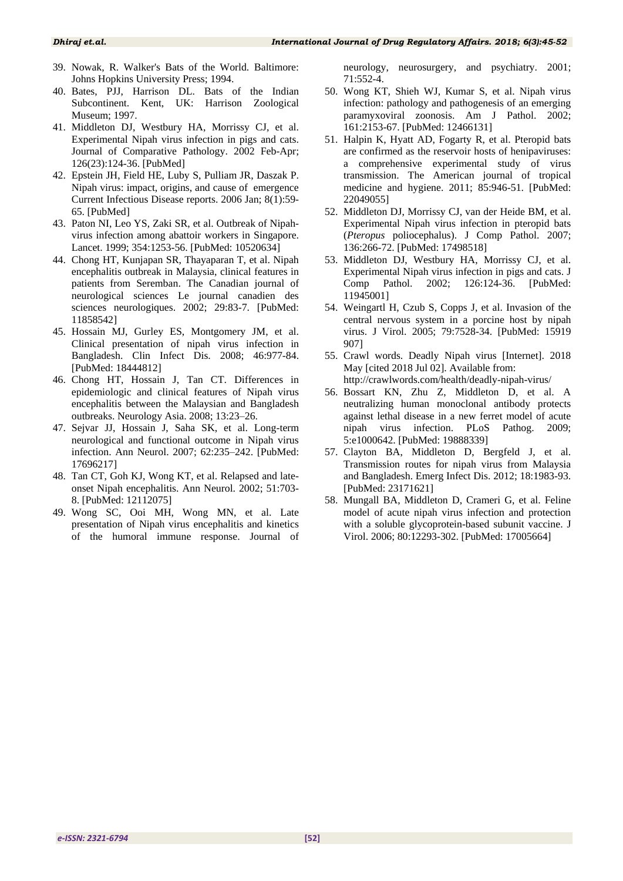39. Nowak, R. Walker's Bats of the World. Baltimore: Johns Hopkins University Press; 1994.
40. Bates, PJJ, Harrison DL. Bats of the Indian Subcontinent. Kent, UK: Harrison Zoological Museum; 1997.
41. Middleton DJ, Westbury HA, Morrissy CJ, et al. Experimental Nipah virus infection in pigs and cats. Journal of Comparative Pathology. 2002 Feb-Apr; 126(23):124-36. [PubMed]
42. Epstein JH, Field HE, Luby S, Pulliam JR, Daszak P. Nipah virus: impact, origins, and cause of emergence Current Infectious Disease reports. 2006 Jan; 8(1):59-65. [PubMed]
43. Paton NI, Leo YS, Zaki SR, et al. Outbreak of Nipah-virus infection among abattoir workers in Singapore. Lancet. 1999; 354:1253-56. [PubMed: 10520634]
44. Chong HT, Kunjapan SR, Thayaparan T, et al. Nipah encephalitis outbreak in Malaysia, clinical features in patients from Seremban. The Canadian journal of neurological sciences Le journal canadien des sciences neurologiques. 2002; 29:83-7. [PubMed: 11858542]
45. Hossain MJ, Gurley ES, Montgomery JM, et al. Clinical presentation of nipah virus infection in Bangladesh. Clin Infect Dis. 2008; 46:977-84. [PubMed: 18444812]
46. Chong HT, Hossain J, Tan CT. Differences in epidemiologic and clinical features of Nipah virus encephalitis between the Malaysian and Bangladesh outbreaks. Neurology Asia. 2008; 13:23–26.
47. Sejvar JJ, Hossain J, Saha SK, et al. Long-term neurological and functional outcome in Nipah virus infection. Ann Neurol. 2007; 62:235–242. [PubMed: 17696217]
48. Tan CT, Goh KJ, Wong KT, et al. Relapsed and late-onset Nipah encephalitis. Ann Neurol. 2002; 51:703-8. [PubMed: 12112075]
49. Wong SC, Ooi MH, Wong MN, et al. Late presentation of Nipah virus encephalitis and kinetics of the humoral immune response. Journal of neurology, neurosurgery, and psychiatry. 2001; 71:552-4.
50. Wong KT, Shieh WJ, Kumar S, et al. Nipah virus infection: pathology and pathogenesis of an emerging paramyxoviral zoonosis. Am J Pathol. 2002; 161:2153-67. [PubMed: 12466131]
51. Halpin K, Hyatt AD, Fogarty R, et al. Pteropid bats are confirmed as the reservoir hosts of henipaviruses: a comprehensive experimental study of virus transmission. The American journal of tropical medicine and hygiene. 2011; 85:946-51. [PubMed: 22049055]
52. Middleton DJ, Morrissy CJ, van der Heide BM, et al. Experimental Nipah virus infection in pteropid bats (*Pteropus* poliocephalus). J Comp Pathol. 2007; 136:266-72. [PubMed: 17498518]
53. Middleton DJ, Westbury HA, Morrissy CJ, et al. Experimental Nipah virus infection in pigs and cats. J Comp Pathol. 2002; 126:124-36. [PubMed: 11945001]
54. Weingartl H, Czub S, Copps J, et al. Invasion of the central nervous system in a porcine host by nipah virus. J Virol. 2005; 79:7528-34. [PubMed: 15919 907]
55. Crawl words. Deadly Nipah virus [Internet]. 2018 May [cited 2018 Jul 02]. Available from: http://crawlwords.com/health/deadly-nipah-virus/
56. Bossart KN, Zhu Z, Middleton D, et al. A neutralizing human monoclonal antibody protects against lethal disease in a new ferret model of acute nipah virus infection. PLoS Pathog. 2009; 5:e1000642. [PubMed: 19888339]
57. Clayton BA, Middleton D, Bergfeld J, et al. Transmission routes for nipah virus from Malaysia and Bangladesh. Emerg Infect Dis. 2012; 18:1983-93. [PubMed: 23171621]
58. Mungall BA, Middleton D, Crameri G, et al. Feline model of acute nipah virus infection and protection with a soluble glycoprotein-based subunit vaccine. J Virol. 2006; 80:12293-302. [PubMed: 17005664]